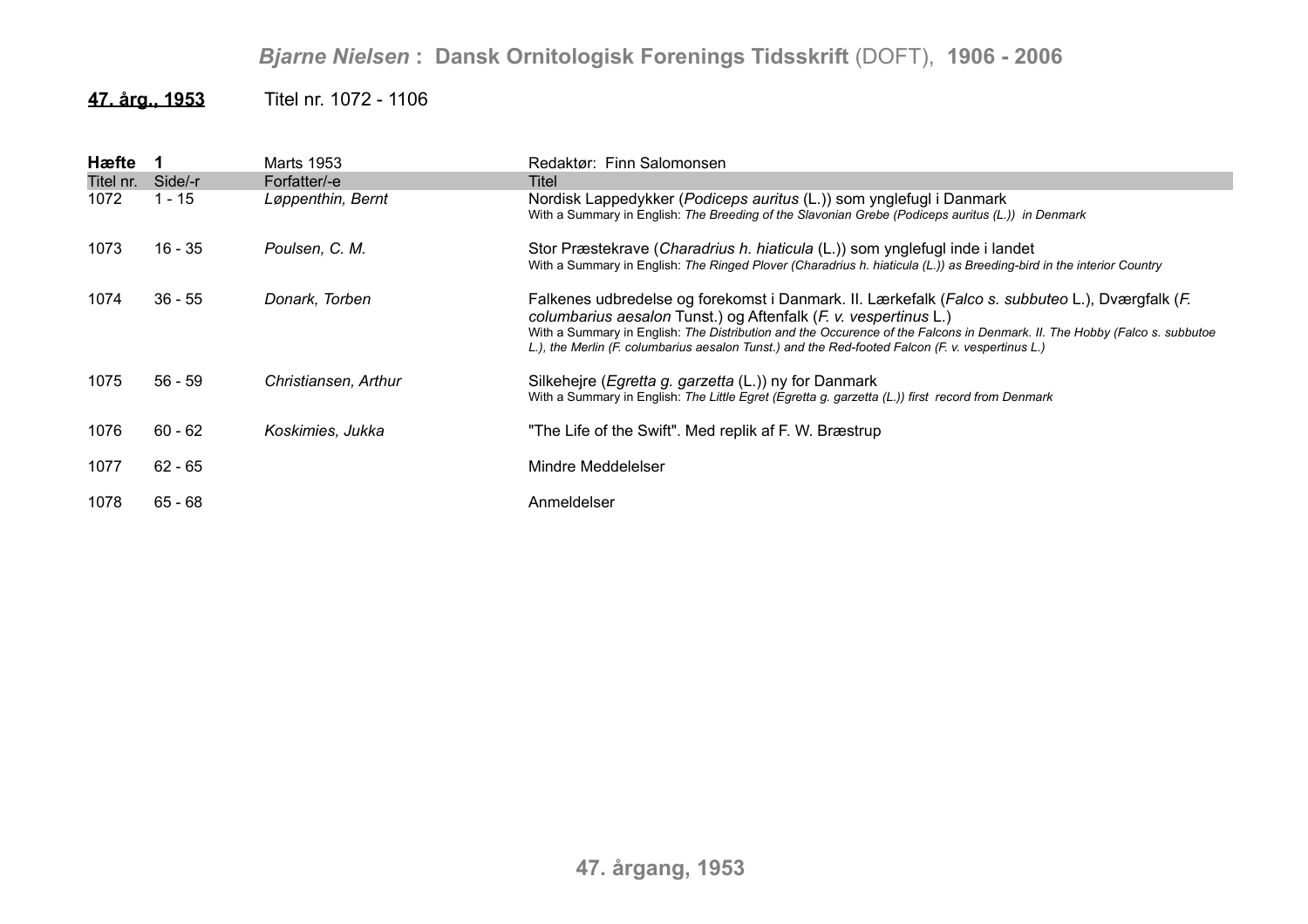**Bjarne Nielsen : Dansk Ornitologisk Forenings Tidsskrift (DOFT), 1906 - 2006**

## 47. årg., 1953 — Titel nr. 1072 - 1106

| **Hæfte 1** | | Marts 1953 | Redaktør: Finn Salomonsen |
|---|---|---|---|
| Titel nr. | Side/-r | Forfatter/-e | Titel |
| 1072 | 1 - 15 | *Løppenthin, Bernt* | Nordisk Lappedykker (*Podiceps auritus* (L.)) som ynglefugl i Danmark<br>With a Summary in English: *The Breeding of the Slavonian Grebe (Podiceps auritus (L.)) in Denmark* |
| 1073 | 16 - 35 | *Poulsen, C. M.* | Stor Præstekrave (*Charadrius h. hiaticula* (L.)) som ynglefugl inde i landet<br>With a Summary in English: *The Ringed Plover (Charadrius h. hiaticula (L.)) as Breeding-bird in the interior Country* |
| 1074 | 36 - 55 | *Donark, Torben* | Falkenes udbredelse og forekomst i Danmark. II. Lærkefalk (*Falco s. subbuteo* L.), Dværgfalk (*F. columbarius aesalon* Tunst.) og Aftenfalk (*F. v. vespertinus* L.)<br>With a Summary in English: *The Distribution and the Occurence of the Falcons in Denmark. II. The Hobby (Falco s. subbutoe L.), the Merlin (F. columbarius aesalon Tunst.) and the Red-footed Falcon (F. v. vespertinus L.)* |
| 1075 | 56 - 59 | *Christiansen, Arthur* | Silkehejre (*Egretta g. garzetta* (L.)) ny for Danmark<br>With a Summary in English: *The Little Egret (Egretta g. garzetta (L.)) first record from Denmark* |
| 1076 | 60 - 62 | *Koskimies, Jukka* | "The Life of the Swift". Med replik af F. W. Bræstrup |
| 1077 | 62 - 65 | | Mindre Meddelelser |
| 1078 | 65 - 68 | | Anmeldelser |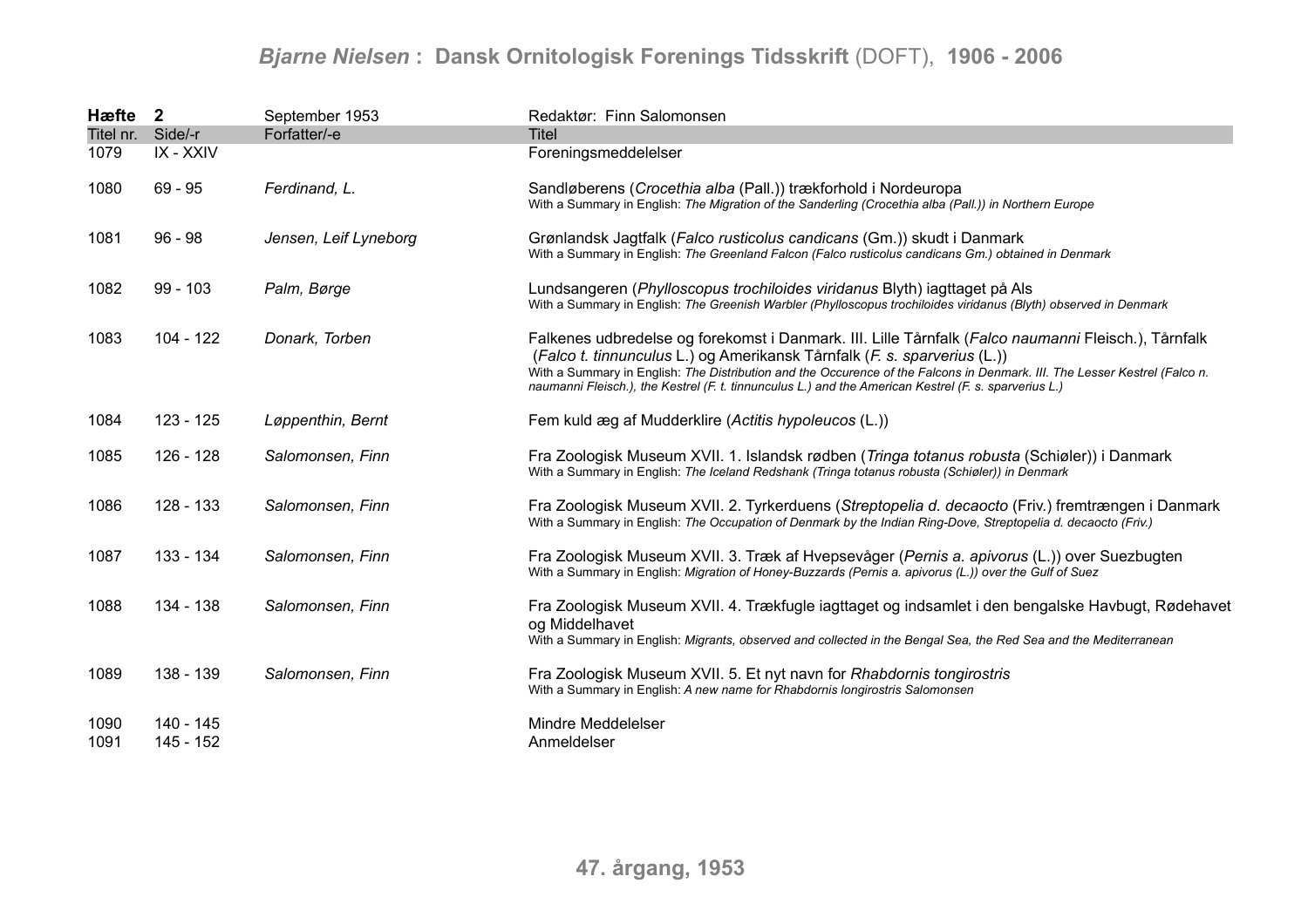| Hæfte | 2 | September 1953 | Redaktør: Finn Salomonsen |
|---|---|---|---|
| Titel nr. | Side/-r | Forfatter/-e | Titel |
| 1079 | IX - XXIV | | Foreningsmeddelelser |
| 1080 | 69 - 95 | *Ferdinand, L.* | Sandløberens (*Crocethia alba* (Pall.)) trækforhold i Nordeuropa<br>With a Summary in English: *The Migration of the Sanderling (Crocethia alba (Pall.)) in Northern Europe* |
| 1081 | 96 - 98 | *Jensen, Leif Lyneborg* | Grønlandsk Jagtfalk (*Falco rusticolus candicans* (Gm.)) skudt i Danmark<br>With a Summary in English: *The Greenland Falcon (Falco rusticolus candicans Gm.) obtained in Denmark* |
| 1082 | 99 - 103 | *Palm, Børge* | Lundsangeren (*Phylloscopus trochiloides viridanus* Blyth) iagttaget på Als<br>With a Summary in English: *The Greenish Warbler (Phylloscopus trochiloides viridanus (Blyth) observed in Denmark* |
| 1083 | 104 - 122 | *Donark, Torben* | Falkenes udbredelse og forekomst i Danmark. III. Lille Tårnfalk (*Falco naumanni* Fleisch.), Tårnfalk (*Falco t. tinnunculus* L.) og Amerikansk Tårnfalk (*F. s. sparverius* (L.))<br>With a Summary in English: *The Distribution and the Occurence of the Falcons in Denmark. III. The Lesser Kestrel (Falco n. naumanni Fleisch.), the Kestrel (F. t. tinnunculus L.) and the American Kestrel (F. s. sparverius L.)* |
| 1084 | 123 - 125 | *Løppenthin, Bernt* | Fem kuld æg af Mudderklire (*Actitis hypoleucos* (L.)) |
| 1085 | 126 - 128 | *Salomonsen, Finn* | Fra Zoologisk Museum XVII. 1. Islandsk rødben (*Tringa totanus robusta* (Schiøler)) i Danmark<br>With a Summary in English: *The Iceland Redshank (Tringa totanus robusta (Schiøler)) in Denmark* |
| 1086 | 128 - 133 | *Salomonsen, Finn* | Fra Zoologisk Museum XVII. 2. Tyrkerduens (*Streptopelia d. decaocto* (Friv.) fremtrængen i Danmark<br>With a Summary in English: *The Occupation of Denmark by the Indian Ring-Dove, Streptopelia d. decaocto (Friv.)* |
| 1087 | 133 - 134 | *Salomonsen, Finn* | Fra Zoologisk Museum XVII. 3. Træk af Hvepsevåger (*Pernis a. apivorus* (L.)) over Suezbugten<br>With a Summary in English: *Migration of Honey-Buzzards (Pernis a. apivorus (L.)) over the Gulf of Suez* |
| 1088 | 134 - 138 | *Salomonsen, Finn* | Fra Zoologisk Museum XVII. 4. Trækfugle iagttaget og indsamlet i den bengalske Havbugt, Rødehavet og Middelhavet<br>With a Summary in English: *Migrants, observed and collected in the Bengal Sea, the Red Sea and the Mediterranean* |
| 1089 | 138 - 139 | *Salomonsen, Finn* | Fra Zoologisk Museum XVII. 5. Et nyt navn for *Rhabdornis tongirostris*<br>With a Summary in English: *A new name for Rhabdornis longirostris Salomonsen* |
| 1090 | 140 - 145 | | Mindre Meddelelser |
| 1091 | 145 - 152 | | Anmeldelser |

**47. årgang, 1953**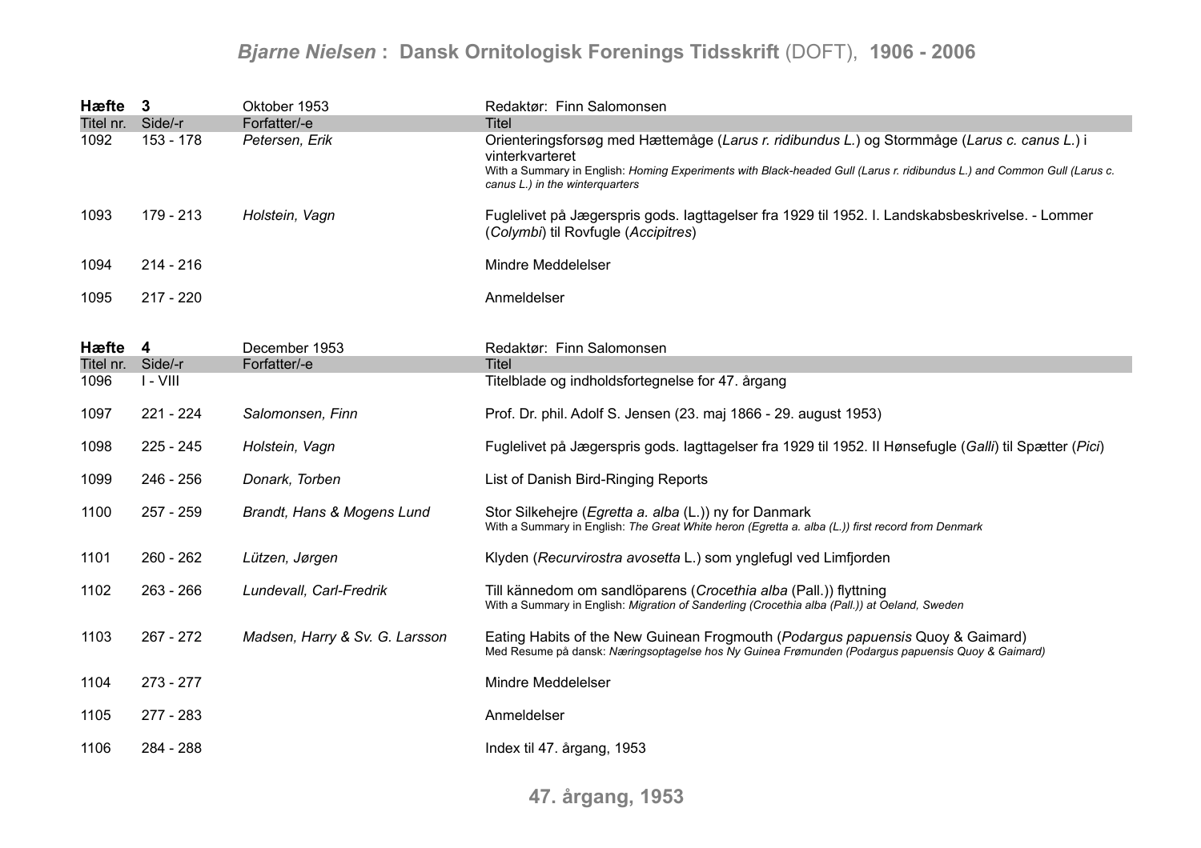| Hæfte 3 | | Oktober 1953 | Redaktør: Finn Salomonsen |
|---|---|---|---|
| Titel nr. | Side/-r | Forfatter/-e | Titel |
| 1092 | 153 - 178 | *Petersen, Erik* | Orienteringsforsøg med Hættemåge (*Larus r. ridibundus L.*) og Stormmåge (*Larus c. canus L.*) i vinterkvarteret<br>With a Summary in English: *Homing Experiments with Black-headed Gull (Larus r. ridibundus L.) and Common Gull (Larus c. canus L.) in the winterquarters* |
| 1093 | 179 - 213 | *Holstein, Vagn* | Fuglelivet på Jægerspris gods. Iagttagelser fra 1929 til 1952. I. Landskabsbeskrivelse. - Lommer (*Colymbi*) til Rovfugle (*Accipitres*) |
| 1094 | 214 - 216 | | Mindre Meddelelser |
| 1095 | 217 - 220 | | Anmeldelser |

| Hæfte 4 | | December 1953 | Redaktør: Finn Salomonsen |
|---|---|---|---|
| Titel nr. | Side/-r | Forfatter/-e | Titel |
| 1096 | I - VIII | | Titelblade og indholdsfortegnelse for 47. årgang |
| 1097 | 221 - 224 | *Salomonsen, Finn* | Prof. Dr. phil. Adolf S. Jensen (23. maj 1866 - 29. august 1953) |
| 1098 | 225 - 245 | *Holstein, Vagn* | Fuglelivet på Jægerspris gods. Iagttagelser fra 1929 til 1952. II Hønsefugle (*Galli*) til Spætter (*Pici*) |
| 1099 | 246 - 256 | *Donark, Torben* | List of Danish Bird-Ringing Reports |
| 1100 | 257 - 259 | *Brandt, Hans & Mogens Lund* | Stor Silkehejre (*Egretta a. alba* (L.)) ny for Danmark<br>With a Summary in English: *The Great White heron (Egretta a. alba (L.)) first record from Denmark* |
| 1101 | 260 - 262 | *Lützen, Jørgen* | Klyden (*Recurvirostra avosetta* L.) som ynglefugl ved Limfjorden |
| 1102 | 263 - 266 | *Lundevall, Carl-Fredrik* | Till kännedom om sandlöparens (*Crocethia alba* (Pall.)) flyttning<br>With a Summary in English: *Migration of Sanderling (Crocethia alba (Pall.)) at Oeland, Sweden* |
| 1103 | 267 - 272 | *Madsen, Harry & Sv. G. Larsson* | Eating Habits of the New Guinean Frogmouth (*Podargus papuensis* Quoy & Gaimard)<br>Med Resume på dansk: *Næringsoptagelse hos Ny Guinea Frømunden (Podargus papuensis Quoy & Gaimard)* |
| 1104 | 273 - 277 | | Mindre Meddelelser |
| 1105 | 277 - 283 | | Anmeldelser |
| 1106 | 284 - 288 | | Index til 47. årgang, 1953 |

**47. årgang, 1953**